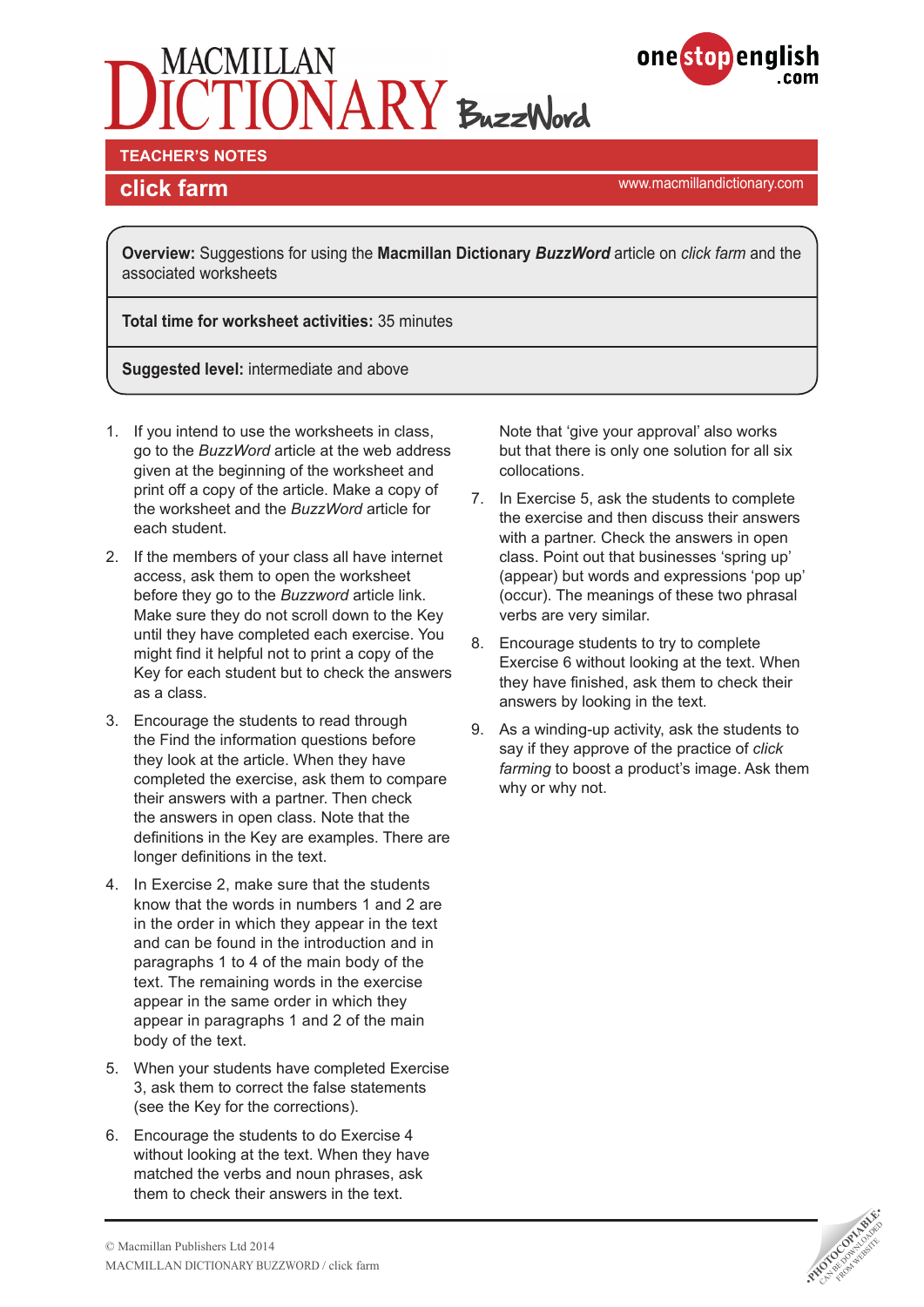# MACMILLAN DICTIONARY BuzzWord

**TEACHER'S NOTES**

## click farm

www.macmillandictionary.com

**Overview:** Suggestions for using the **Macmillan Dictionary *BuzzWord*** article on *click farm* and the associated worksheets

**Total time for worksheet activities:** 35 minutes

**Suggested level:** intermediate and above

1. If you intend to use the worksheets in class, go to the *BuzzWord* article at the web address given at the beginning of the worksheet and print off a copy of the article. Make a copy of the worksheet and the *BuzzWord* article for each student.
2. If the members of your class all have internet access, ask them to open the worksheet before they go to the *Buzzword* article link. Make sure they do not scroll down to the Key until they have completed each exercise. You might find it helpful not to print a copy of the Key for each student but to check the answers as a class.
3. Encourage the students to read through the Find the information questions before they look at the article. When they have completed the exercise, ask them to compare their answers with a partner. Then check the answers in open class. Note that the definitions in the Key are examples. There are longer definitions in the text.
4. In Exercise 2, make sure that the students know that the words in numbers 1 and 2 are in the order in which they appear in the text and can be found in the introduction and in paragraphs 1 to 4 of the main body of the text. The remaining words in the exercise appear in the same order in which they appear in paragraphs 1 and 2 of the main body of the text.
5. When your students have completed Exercise 3, ask them to correct the false statements (see the Key for the corrections).
6. Encourage the students to do Exercise 4 without looking at the text. When they have matched the verbs and noun phrases, ask them to check their answers in the text. Note that 'give your approval' also works but that there is only one solution for all six collocations.
7. In Exercise 5, ask the students to complete the exercise and then discuss their answers with a partner. Check the answers in open class. Point out that businesses 'spring up' (appear) but words and expressions 'pop up' (occur). The meanings of these two phrasal verbs are very similar.
8. Encourage students to try to complete Exercise 6 without looking at the text. When they have finished, ask them to check their answers by looking in the text.
9. As a winding-up activity, ask the students to say if they approve of the practice of *click farming* to boost a product's image. Ask them why or why not.

© Macmillan Publishers Ltd 2014
MACMILLAN DICTIONARY BUZZWORD / click farm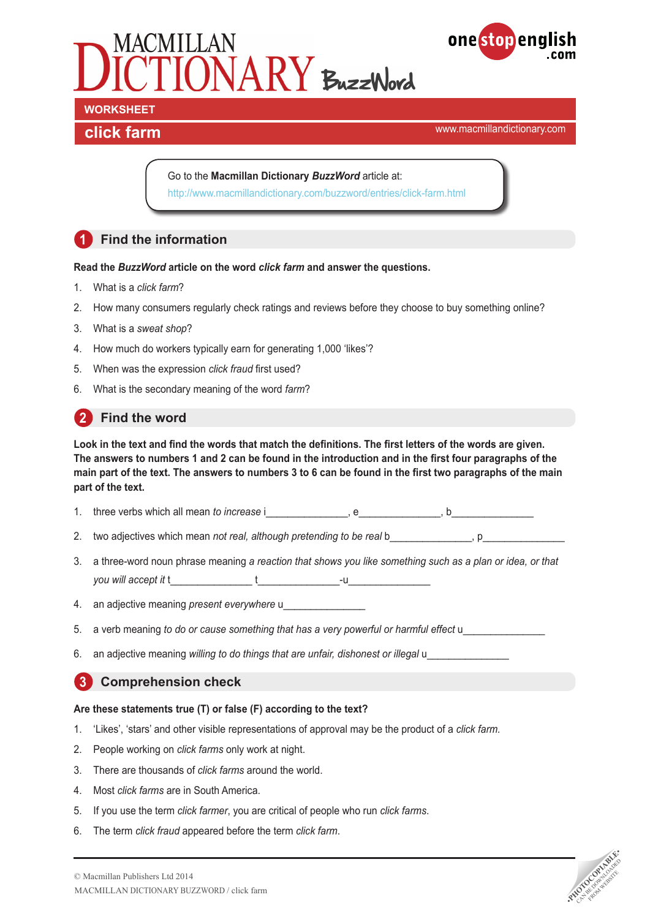# MACMILLAN DICTIONARY BuzzWord

**WORKSHEET**

## click farm

www.macmillandictionary.com

Go to the **Macmillan Dictionary *BuzzWord*** article at:
http://www.macmillandictionary.com/buzzword/entries/click-farm.html

## 1 Find the information

**Read the *BuzzWord* article on the word *click farm* and answer the questions.**

1. What is a *click farm*?
2. How many consumers regularly check ratings and reviews before they choose to buy something online?
3. What is a *sweat shop*?
4. How much do workers typically earn for generating 1,000 'likes'?
5. When was the expression *click fraud* first used?
6. What is the secondary meaning of the word *farm*?

## 2 Find the word

**Look in the text and find the words that match the definitions. The first letters of the words are given. The answers to numbers 1 and 2 can be found in the introduction and in the first four paragraphs of the main part of the text. The answers to numbers 3 to 6 can be found in the first two paragraphs of the main part of the text.**

1. three verbs which all mean *to increase* i______________, e______________, b______________
2. two adjectives which mean *not real, although pretending to be real* b______________, p______________
3. a three-word noun phrase meaning *a reaction that shows you like something such as a plan or idea, or that you will accept it* t______________ t______________-u______________
4. an adjective meaning *present everywhere* u______________
5. a verb meaning *to do or cause something that has a very powerful or harmful effect* u______________
6. an adjective meaning *willing to do things that are unfair, dishonest or illegal* u______________

## 3 Comprehension check

**Are these statements true (T) or false (F) according to the text?**

1. 'Likes', 'stars' and other visible representations of approval may be the product of a *click farm.*
2. People working on *click farms* only work at night.
3. There are thousands of *click farms* around the world.
4. Most *click farms* are in South America.
5. If you use the term *click farmer*, you are critical of people who run *click farms*.
6. The term *click fraud* appeared before the term *click farm*.

© Macmillan Publishers Ltd 2014
MACMILLAN DICTIONARY BUZZWORD / click farm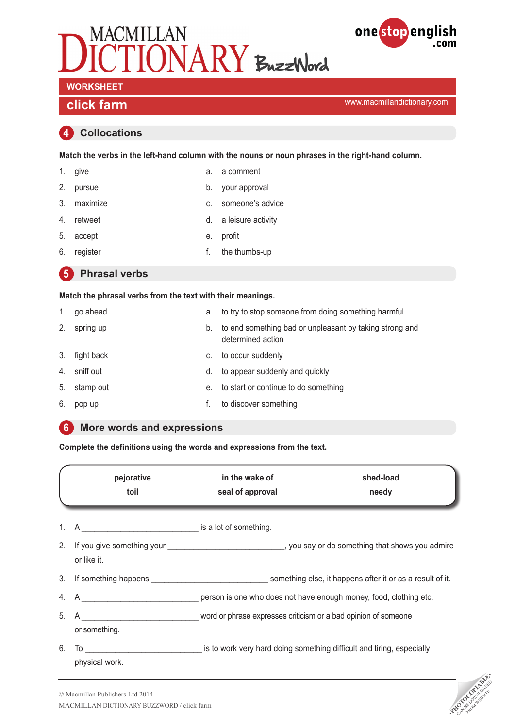# MACMILLAN DICTIONARY BuzzWord

**WORKSHEET**

## click farm

www.macmillandictionary.com

### 4 Collocations

**Match the verbs in the left-hand column with the nouns or noun phrases in the right-hand column.**

| | |
|---|---|
| 1. give | a. a comment |
| 2. pursue | b. your approval |
| 3. maximize | c. someone's advice |
| 4. retweet | d. a leisure activity |
| 5. accept | e. profit |
| 6. register | f. the thumbs-up |

### 5 Phrasal verbs

**Match the phrasal verbs from the text with their meanings.**

| | |
|---|---|
| 1. go ahead | a. to try to stop someone from doing something harmful |
| 2. spring up | b. to end something bad or unpleasant by taking strong and determined action |
| 3. fight back | c. to occur suddenly |
| 4. sniff out | d. to appear suddenly and quickly |
| 5. stamp out | e. to start or continue to do something |
| 6. pop up | f. to discover something |

### 6 More words and expressions

**Complete the definitions using the words and expressions from the text.**

| | | |
|---|---|---|
| **pejorative** | **in the wake of** | **shed-load** |
| **toil** | **seal of approval** | **needy** |

1. A __________________________ is a lot of something.
2. If you give something your __________________________, you say or do something that shows you admire or like it.
3. If something happens __________________________ something else, it happens after it or as a result of it.
4. A __________________________ person is one who does not have enough money, food, clothing etc.
5. A __________________________ word or phrase expresses criticism or a bad opinion of someone or something.
6. To __________________________ is to work very hard doing something difficult and tiring, especially physical work.

© Macmillan Publishers Ltd 2014
MACMILLAN DICTIONARY BUZZWORD / click farm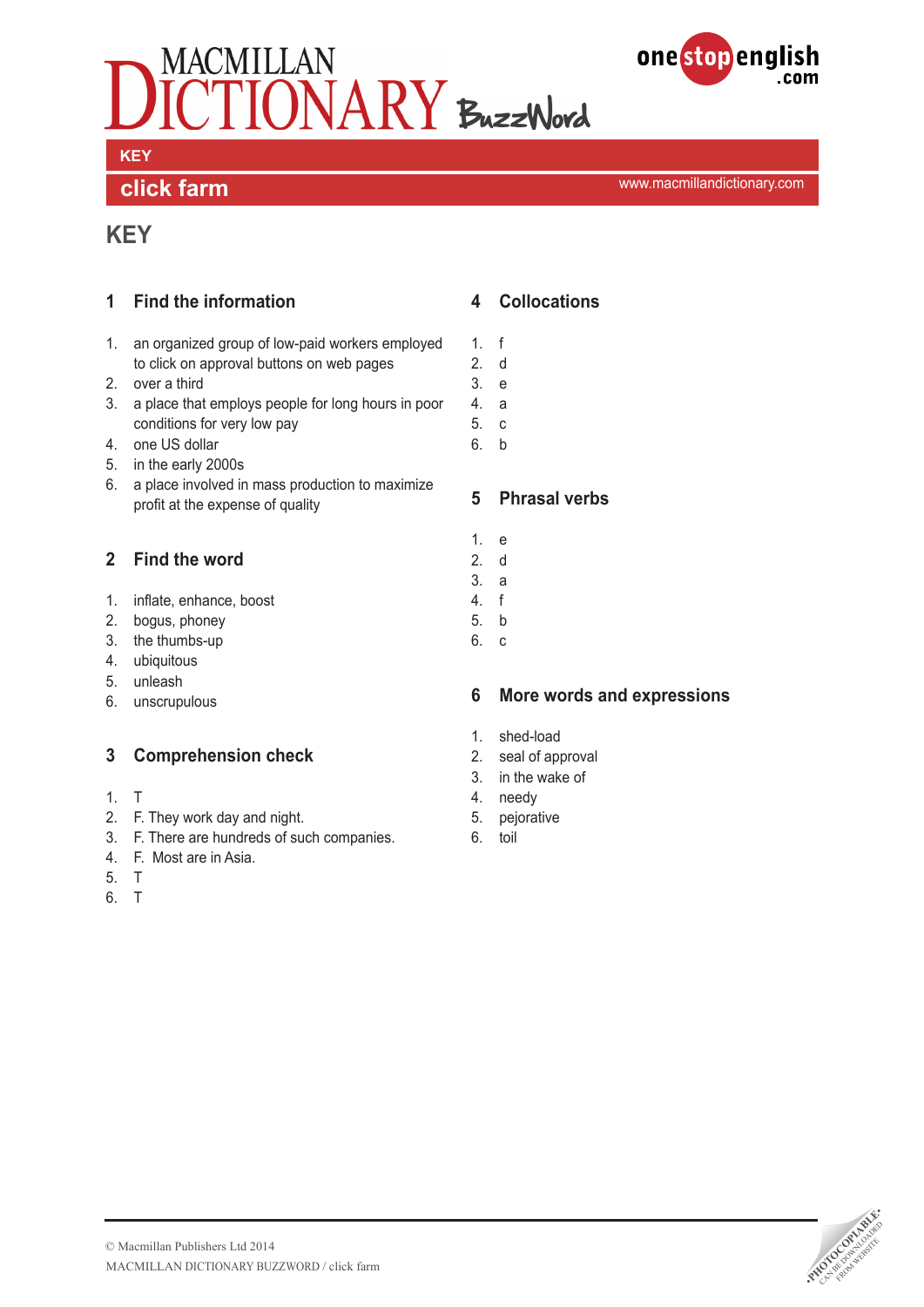# KEY

## click farm

# KEY

## 1 Find the information

1. an organized group of low-paid workers employed to click on approval buttons on web pages
2. over a third
3. a place that employs people for long hours in poor conditions for very low pay
4. one US dollar
5. in the early 2000s
6. a place involved in mass production to maximize profit at the expense of quality

## 2 Find the word

1. inflate, enhance, boost
2. bogus, phoney
3. the thumbs-up
4. ubiquitous
5. unleash
6. unscrupulous

## 3 Comprehension check

1. T
2. F. They work day and night.
3. F. There are hundreds of such companies.
4. F. Most are in Asia.
5. T
6. T

## 4 Collocations

1. f
2. d
3. e
4. a
5. c
6. b

## 5 Phrasal verbs

1. e
2. d
3. a
4. f
5. b
6. c

## 6 More words and expressions

1. shed-load
2. seal of approval
3. in the wake of
4. needy
5. pejorative
6. toil

© Macmillan Publishers Ltd 2014
MACMILLAN DICTIONARY BUZZWORD / click farm